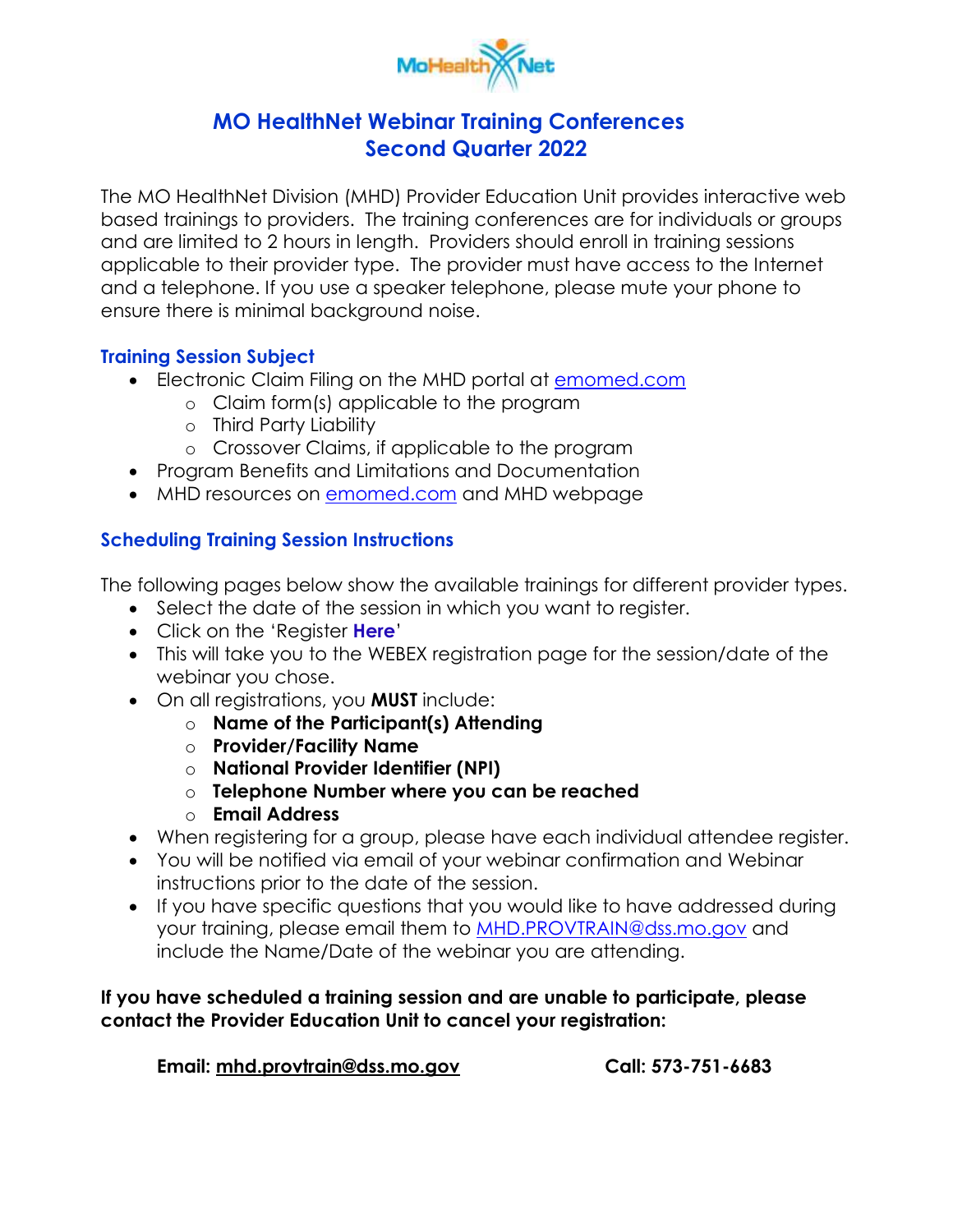# MO HealthNet Webinar Training Conferences
# Second Quarter 2022

The MO HealthNet Division (MHD) Provider Education Unit provides interactive web based trainings to providers. The training conferences are for individuals or groups and are limited to 2 hours in length. Providers should enroll in training sessions applicable to their provider type. The provider must have access to the Internet and a telephone. If you use a speaker telephone, please mute your phone to ensure there is minimal background noise.

## Training Session Subject

- Electronic Claim Filing on the MHD portal at emomed.com
  - Claim form(s) applicable to the program
  - Third Party Liability
  - Crossover Claims, if applicable to the program
- Program Benefits and Limitations and Documentation
- MHD resources on emomed.com and MHD webpage

## Scheduling Training Session Instructions

The following pages below show the available trainings for different provider types.

- Select the date of the session in which you want to register.
- Click on the 'Register **Here**'
- This will take you to the WEBEX registration page for the session/date of the webinar you chose.
- On all registrations, you **MUST** include:
  - **Name of the Participant(s) Attending**
  - **Provider/Facility Name**
  - **National Provider Identifier (NPI)**
  - **Telephone Number where you can be reached**
  - **Email Address**
- When registering for a group, please have each individual attendee register.
- You will be notified via email of your webinar confirmation and Webinar instructions prior to the date of the session.
- If you have specific questions that you would like to have addressed during your training, please email them to MHD.PROVTRAIN@dss.mo.gov and include the Name/Date of the webinar you are attending.

**If you have scheduled a training session and are unable to participate, please contact the Provider Education Unit to cancel your registration:**

**Email: mhd.provtrain@dss.mo.gov** **Call: 573-751-6683**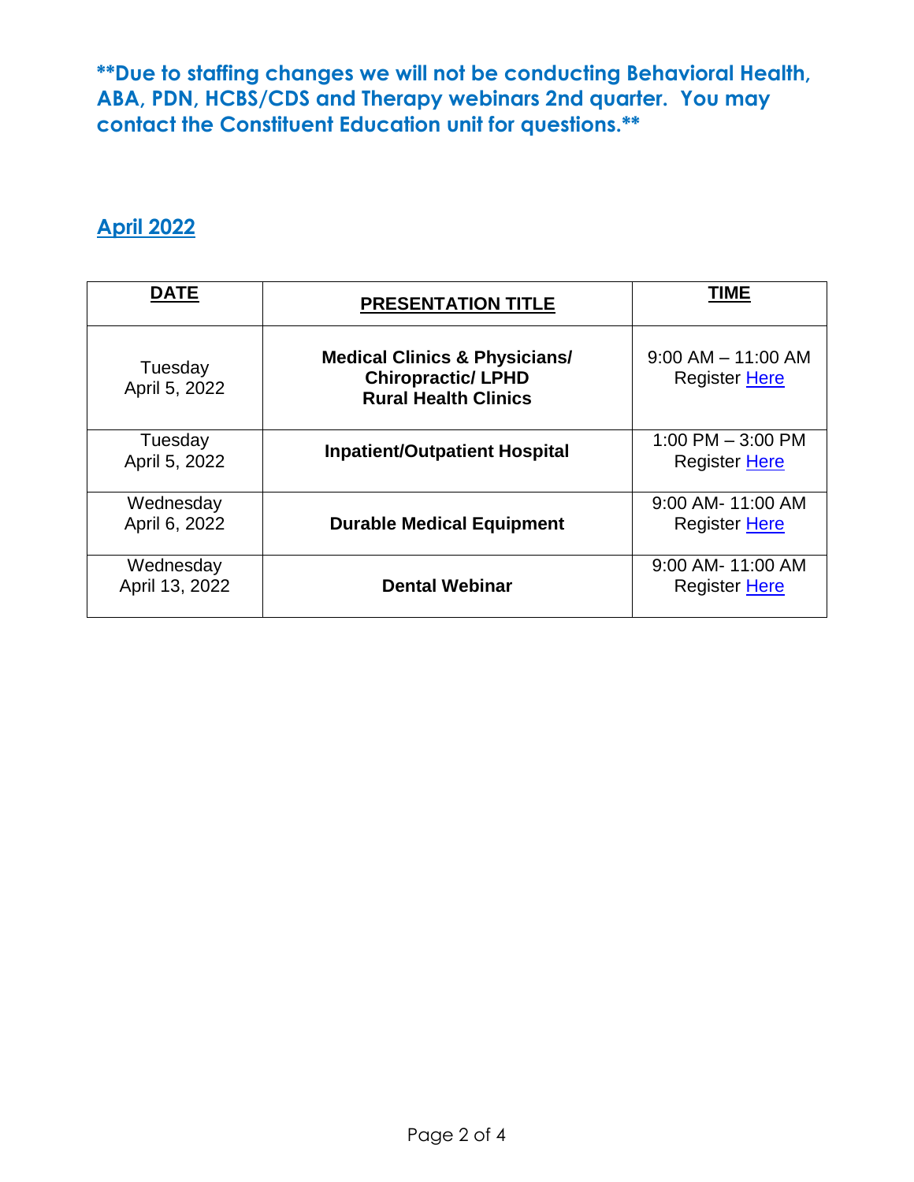**\*\*Due to staffing changes we will not be conducting Behavioral Health, ABA, PDN, HCBS/CDS and Therapy webinars 2nd quarter. You may contact the Constituent Education unit for questions.\*\***

## April 2022

| DATE | PRESENTATION TITLE | TIME |
|---|---|---|
| Tuesday<br>April 5, 2022 | **Medical Clinics & Physicians/ Chiropractic/ LPHD Rural Health Clinics** | 9:00 AM – 11:00 AM<br>Register Here |
| Tuesday<br>April 5, 2022 | **Inpatient/Outpatient Hospital** | 1:00 PM – 3:00 PM<br>Register Here |
| Wednesday<br>April 6, 2022 | **Durable Medical Equipment** | 9:00 AM- 11:00 AM<br>Register Here |
| Wednesday<br>April 13, 2022 | **Dental Webinar** | 9:00 AM- 11:00 AM<br>Register Here |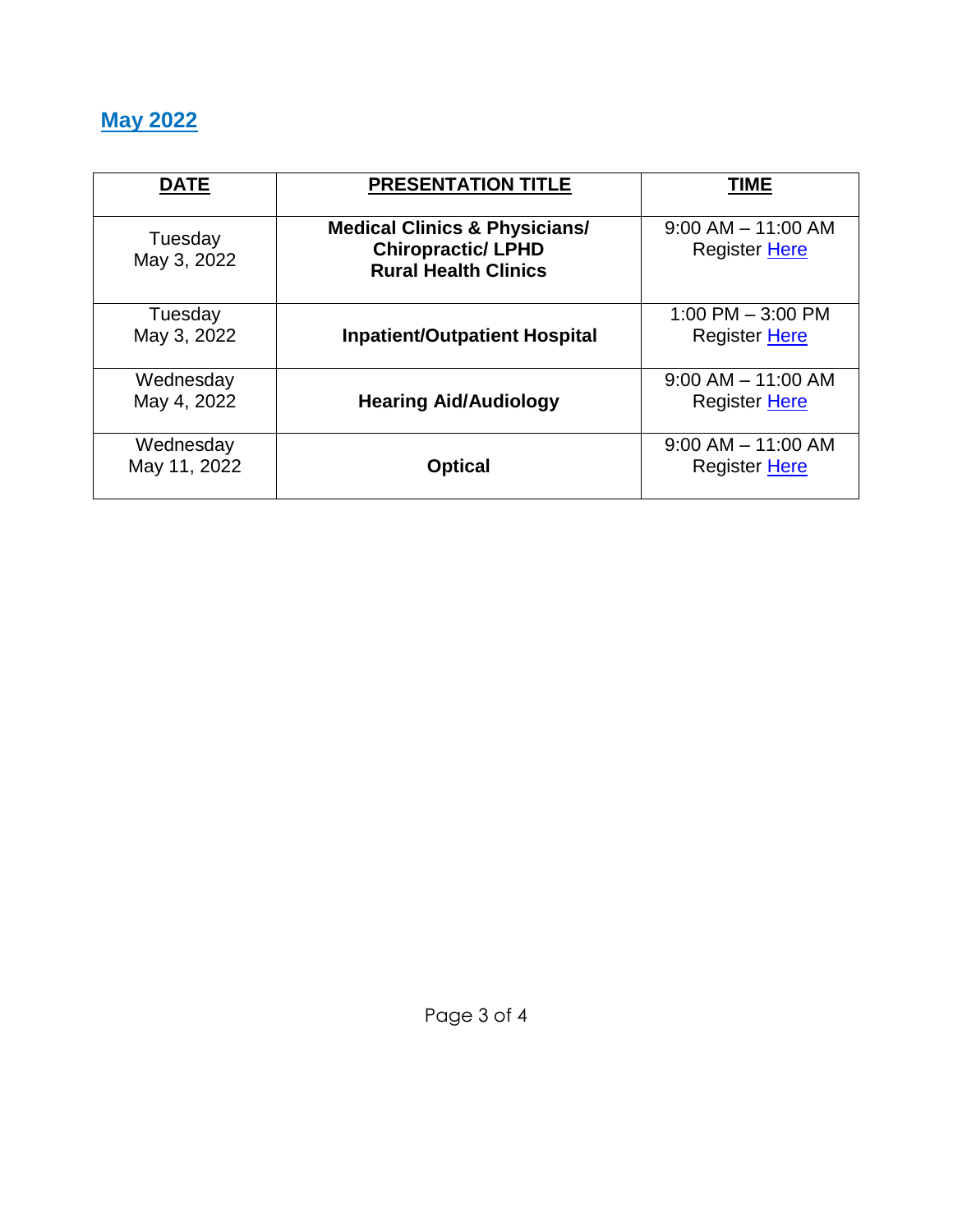## May 2022

| DATE | PRESENTATION TITLE | TIME |
|---|---|---|
| Tuesday May 3, 2022 | **Medical Clinics & Physicians/ Chiropractic/ LPHD Rural Health Clinics** | 9:00 AM – 11:00 AM Register Here |
| Tuesday May 3, 2022 | **Inpatient/Outpatient Hospital** | 1:00 PM – 3:00 PM Register Here |
| Wednesday May 4, 2022 | **Hearing Aid/Audiology** | 9:00 AM – 11:00 AM Register Here |
| Wednesday May 11, 2022 | **Optical** | 9:00 AM – 11:00 AM Register Here |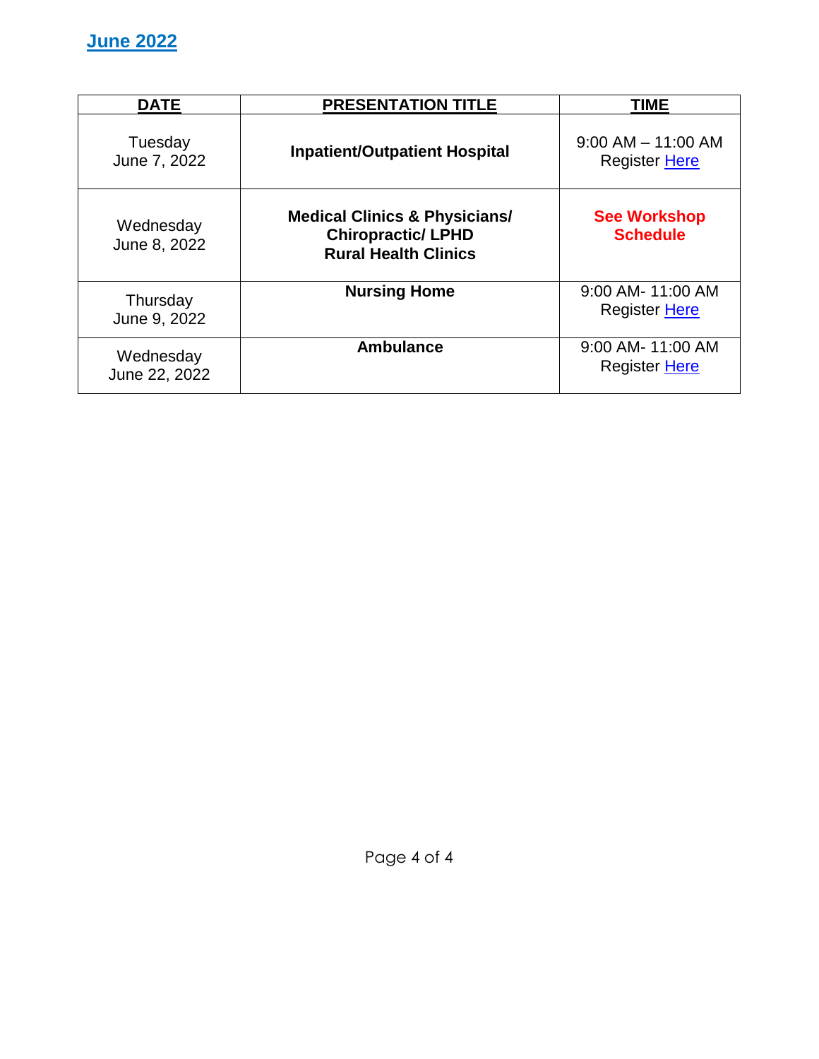## June 2022

| DATE | PRESENTATION TITLE | TIME |
|---|---|---|
| Tuesday June 7, 2022 | **Inpatient/Outpatient Hospital** | 9:00 AM – 11:00 AM Register Here |
| Wednesday June 8, 2022 | **Medical Clinics & Physicians/ Chiropractic/ LPHD Rural Health Clinics** | **See Workshop Schedule** |
| Thursday June 9, 2022 | **Nursing Home** | 9:00 AM- 11:00 AM Register Here |
| Wednesday June 22, 2022 | **Ambulance** | 9:00 AM- 11:00 AM Register Here |